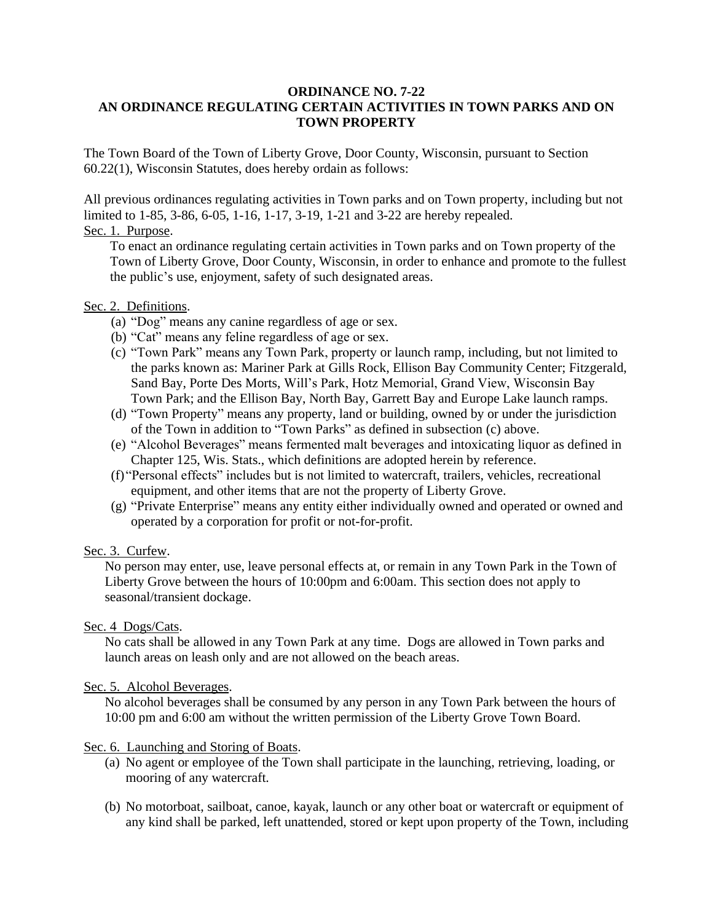# ORDINANCE NO. 7-22
## AN ORDINANCE REGULATING CERTAIN ACTIVITIES IN TOWN PARKS AND ON TOWN PROPERTY

The Town Board of the Town of Liberty Grove, Door County, Wisconsin, pursuant to Section 60.22(1), Wisconsin Statutes, does hereby ordain as follows:

All previous ordinances regulating activities in Town parks and on Town property, including but not limited to 1-85, 3-86, 6-05, 1-16, 1-17, 3-19, 1-21 and 3-22 are hereby repealed.

Sec. 1. Purpose.

To enact an ordinance regulating certain activities in Town parks and on Town property of the Town of Liberty Grove, Door County, Wisconsin, in order to enhance and promote to the fullest the public's use, enjoyment, safety of such designated areas.

Sec. 2. Definitions.

(a) "Dog" means any canine regardless of age or sex.
(b) "Cat" means any feline regardless of age or sex.
(c) "Town Park" means any Town Park, property or launch ramp, including, but not limited to the parks known as: Mariner Park at Gills Rock, Ellison Bay Community Center; Fitzgerald, Sand Bay, Porte Des Morts, Will's Park, Hotz Memorial, Grand View, Wisconsin Bay Town Park; and the Ellison Bay, North Bay, Garrett Bay and Europe Lake launch ramps.
(d) "Town Property" means any property, land or building, owned by or under the jurisdiction of the Town in addition to "Town Parks" as defined in subsection (c) above.
(e) "Alcohol Beverages" means fermented malt beverages and intoxicating liquor as defined in Chapter 125, Wis. Stats., which definitions are adopted herein by reference.
(f) "Personal effects" includes but is not limited to watercraft, trailers, vehicles, recreational equipment, and other items that are not the property of Liberty Grove.
(g) "Private Enterprise" means any entity either individually owned and operated or owned and operated by a corporation for profit or not-for-profit.

Sec. 3. Curfew.

No person may enter, use, leave personal effects at, or remain in any Town Park in the Town of Liberty Grove between the hours of 10:00pm and 6:00am. This section does not apply to seasonal/transient dockage.

Sec. 4 Dogs/Cats.

No cats shall be allowed in any Town Park at any time. Dogs are allowed in Town parks and launch areas on leash only and are not allowed on the beach areas.

Sec. 5. Alcohol Beverages.

No alcohol beverages shall be consumed by any person in any Town Park between the hours of 10:00 pm and 6:00 am without the written permission of the Liberty Grove Town Board.

Sec. 6. Launching and Storing of Boats.

(a) No agent or employee of the Town shall participate in the launching, retrieving, loading, or mooring of any watercraft.

(b) No motorboat, sailboat, canoe, kayak, launch or any other boat or watercraft or equipment of any kind shall be parked, left unattended, stored or kept upon property of the Town, including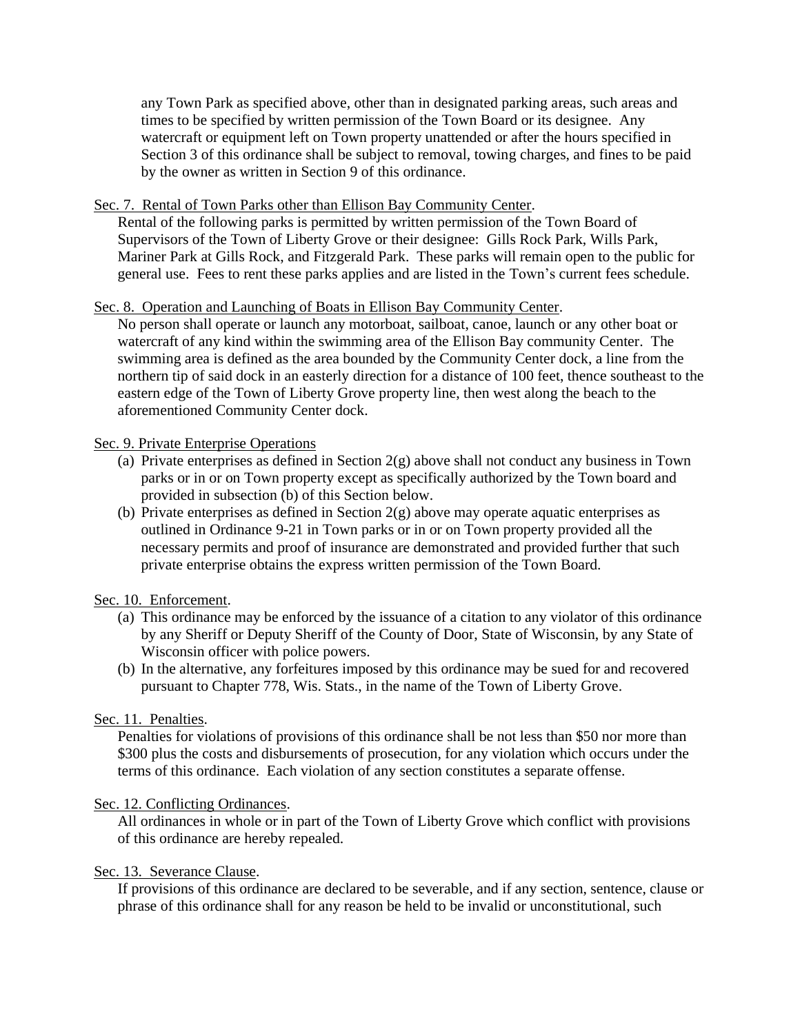any Town Park as specified above, other than in designated parking areas, such areas and times to be specified by written permission of the Town Board or its designee. Any watercraft or equipment left on Town property unattended or after the hours specified in Section 3 of this ordinance shall be subject to removal, towing charges, and fines to be paid by the owner as written in Section 9 of this ordinance.

Sec. 7. Rental of Town Parks other than Ellison Bay Community Center.

Rental of the following parks is permitted by written permission of the Town Board of Supervisors of the Town of Liberty Grove or their designee: Gills Rock Park, Wills Park, Mariner Park at Gills Rock, and Fitzgerald Park. These parks will remain open to the public for general use. Fees to rent these parks applies and are listed in the Town's current fees schedule.

Sec. 8. Operation and Launching of Boats in Ellison Bay Community Center.

No person shall operate or launch any motorboat, sailboat, canoe, launch or any other boat or watercraft of any kind within the swimming area of the Ellison Bay community Center. The swimming area is defined as the area bounded by the Community Center dock, a line from the northern tip of said dock in an easterly direction for a distance of 100 feet, thence southeast to the eastern edge of the Town of Liberty Grove property line, then west along the beach to the aforementioned Community Center dock.

Sec. 9. Private Enterprise Operations

(a) Private enterprises as defined in Section 2(g) above shall not conduct any business in Town parks or in or on Town property except as specifically authorized by the Town board and provided in subsection (b) of this Section below.
(b) Private enterprises as defined in Section 2(g) above may operate aquatic enterprises as outlined in Ordinance 9-21 in Town parks or in or on Town property provided all the necessary permits and proof of insurance are demonstrated and provided further that such private enterprise obtains the express written permission of the Town Board.

Sec. 10. Enforcement.

(a) This ordinance may be enforced by the issuance of a citation to any violator of this ordinance by any Sheriff or Deputy Sheriff of the County of Door, State of Wisconsin, by any State of Wisconsin officer with police powers.
(b) In the alternative, any forfeitures imposed by this ordinance may be sued for and recovered pursuant to Chapter 778, Wis. Stats., in the name of the Town of Liberty Grove.

Sec. 11. Penalties.

Penalties for violations of provisions of this ordinance shall be not less than $50 nor more than $300 plus the costs and disbursements of prosecution, for any violation which occurs under the terms of this ordinance. Each violation of any section constitutes a separate offense.

Sec. 12. Conflicting Ordinances.

All ordinances in whole or in part of the Town of Liberty Grove which conflict with provisions of this ordinance are hereby repealed.

Sec. 13. Severance Clause.

If provisions of this ordinance are declared to be severable, and if any section, sentence, clause or phrase of this ordinance shall for any reason be held to be invalid or unconstitutional, such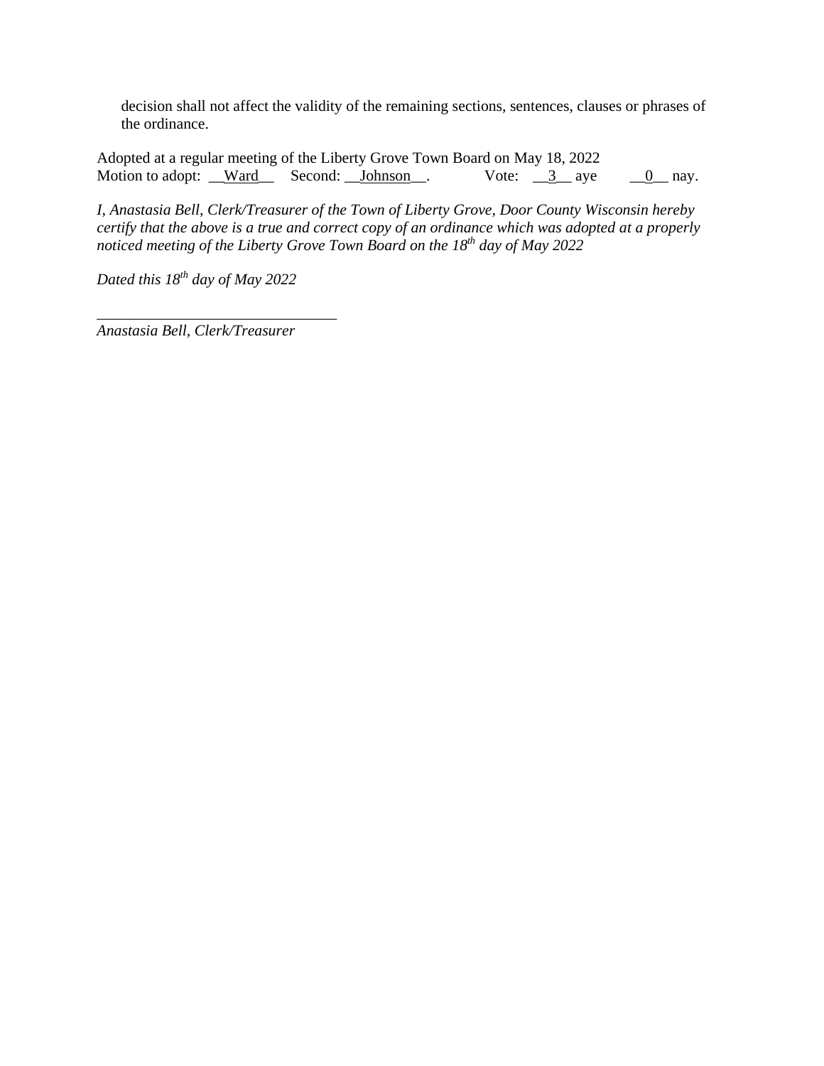decision shall not affect the validity of the remaining sections, sentences, clauses or phrases of the ordinance.

Adopted at a regular meeting of the Liberty Grove Town Board on May 18, 2022
Motion to adopt: __Ward__ Second: __Johnson__. Vote: __3__ aye __0__ nay.

*I, Anastasia Bell, Clerk/Treasurer of the Town of Liberty Grove, Door County Wisconsin hereby certify that the above is a true and correct copy of an ordinance which was adopted at a properly noticed meeting of the Liberty Grove Town Board on the 18th day of May 2022*

*Dated this 18th day of May 2022*

_______________________________
*Anastasia Bell, Clerk/Treasurer*